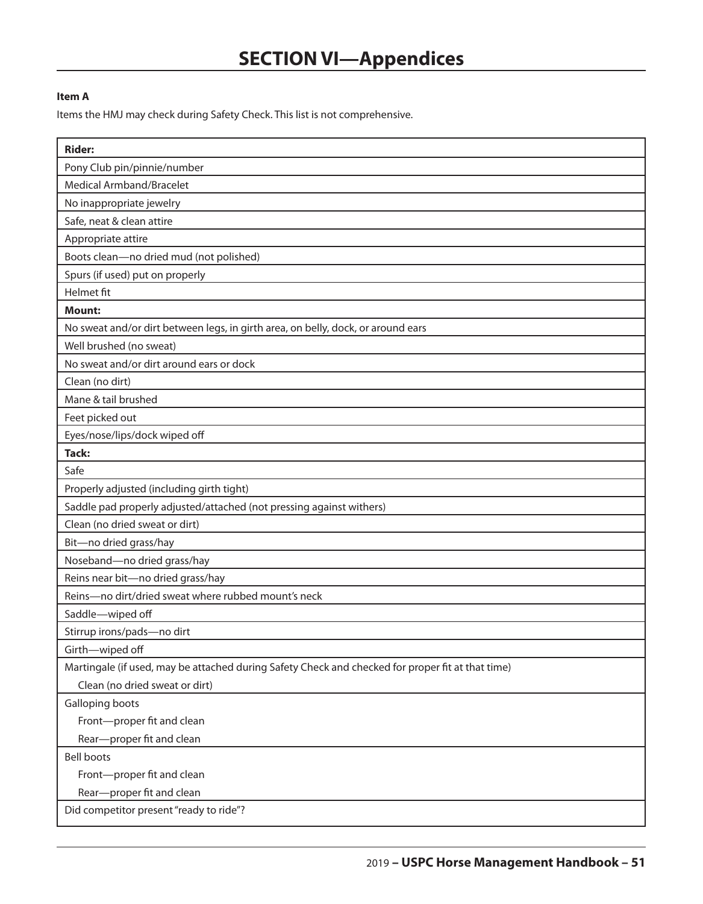# SECTION VI—Appendices

**Item A**

Items the HMJ may check during Safety Check. This list is not comprehensive.

| **Rider:** |
| --- |
| Pony Club pin/pinnie/number |
| Medical Armband/Bracelet |
| No inappropriate jewelry |
| Safe, neat & clean attire |
| Appropriate attire |
| Boots clean—no dried mud (not polished) |
| Spurs (if used) put on properly |
| Helmet fit |
| **Mount:** |
| No sweat and/or dirt between legs, in girth area, on belly, dock, or around ears |
| Well brushed (no sweat) |
| No sweat and/or dirt around ears or dock |
| Clean (no dirt) |
| Mane & tail brushed |
| Feet picked out |
| Eyes/nose/lips/dock wiped off |
| **Tack:** |
| Safe |
| Properly adjusted (including girth tight) |
| Saddle pad properly adjusted/attached (not pressing against withers) |
| Clean (no dried sweat or dirt) |
| Bit—no dried grass/hay |
| Noseband—no dried grass/hay |
| Reins near bit—no dried grass/hay |
| Reins—no dirt/dried sweat where rubbed mount's neck |
| Saddle—wiped off |
| Stirrup irons/pads—no dirt |
| Girth—wiped off |
| Martingale (if used, may be attached during Safety Check and checked for proper fit at that time)<br>Clean (no dried sweat or dirt) |
| Galloping boots<br>Front—proper fit and clean<br>Rear—proper fit and clean |
| Bell boots<br>Front—proper fit and clean<br>Rear—proper fit and clean |
| Did competitor present "ready to ride"? |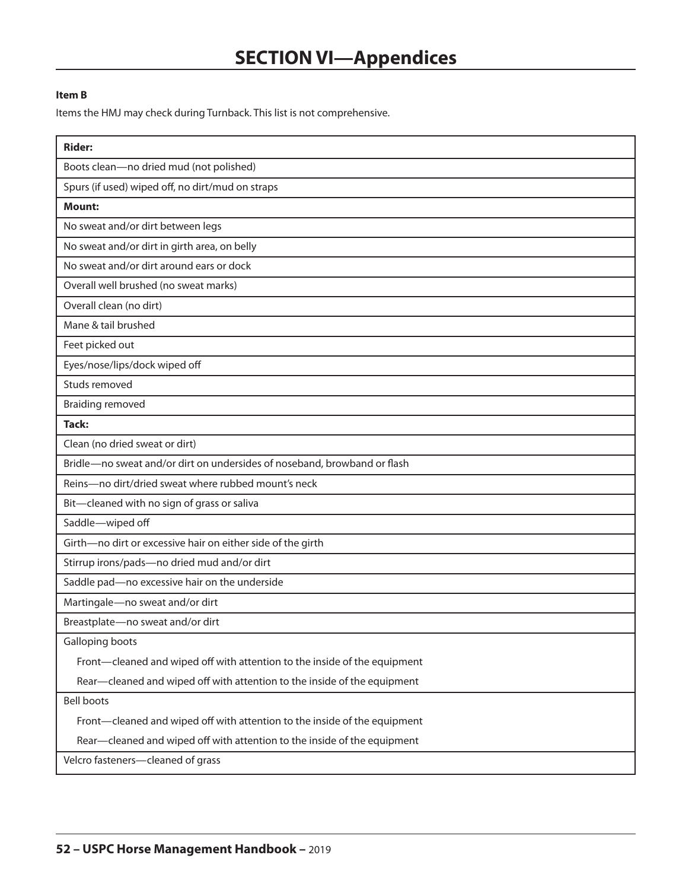# SECTION VI—Appendices

**Item B**

Items the HMJ may check during Turnback. This list is not comprehensive.

| |
|---|
| **Rider:** |
| Boots clean—no dried mud (not polished) |
| Spurs (if used) wiped off, no dirt/mud on straps |
| **Mount:** |
| No sweat and/or dirt between legs |
| No sweat and/or dirt in girth area, on belly |
| No sweat and/or dirt around ears or dock |
| Overall well brushed (no sweat marks) |
| Overall clean (no dirt) |
| Mane & tail brushed |
| Feet picked out |
| Eyes/nose/lips/dock wiped off |
| Studs removed |
| Braiding removed |
| **Tack:** |
| Clean (no dried sweat or dirt) |
| Bridle—no sweat and/or dirt on undersides of noseband, browband or flash |
| Reins—no dirt/dried sweat where rubbed mount's neck |
| Bit—cleaned with no sign of grass or saliva |
| Saddle—wiped off |
| Girth—no dirt or excessive hair on either side of the girth |
| Stirrup irons/pads—no dried mud and/or dirt |
| Saddle pad—no excessive hair on the underside |
| Martingale—no sweat and/or dirt |
| Breastplate—no sweat and/or dirt |
| Galloping boots<br>Front—cleaned and wiped off with attention to the inside of the equipment<br>Rear—cleaned and wiped off with attention to the inside of the equipment |
| Bell boots<br>Front—cleaned and wiped off with attention to the inside of the equipment<br>Rear—cleaned and wiped off with attention to the inside of the equipment |
| Velcro fasteners—cleaned of grass |